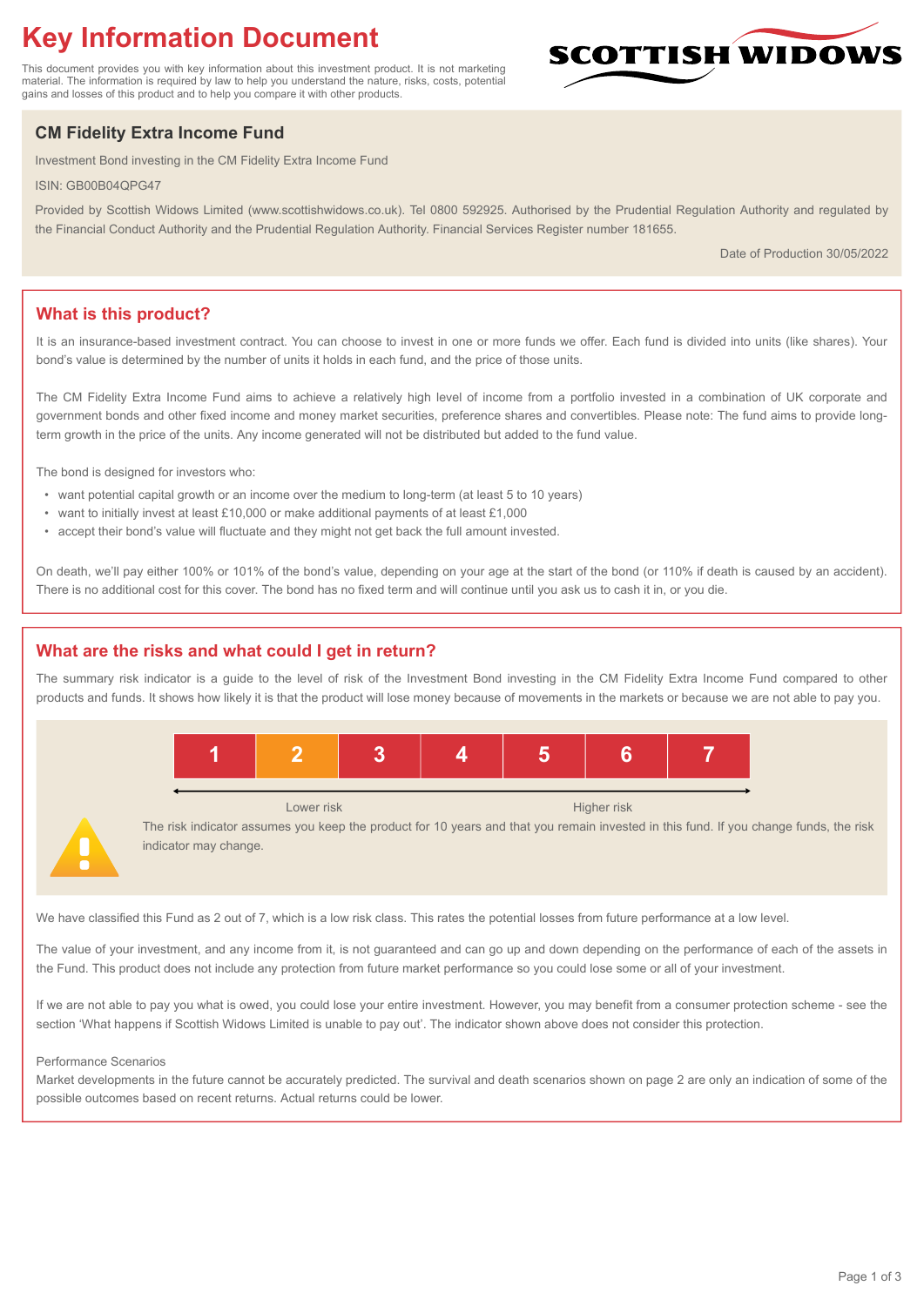# Key Information Document

This document provides you with key information about this investment product. It is not marketing material. The information is required by law to help you understand the nature, risks, costs, potential gains and losses of this product and to help you compare it with other products.

SCOTTISH WIDOWS

## CM Fidelity Extra Income Fund

Investment Bond investing in the CM Fidelity Extra Income Fund

ISIN: GB00B04QPG47

Provided by Scottish Widows Limited (www.scottishwidows.co.uk). Tel 0800 592925. Authorised by the Prudential Regulation Authority and regulated by the Financial Conduct Authority and the Prudential Regulation Authority. Financial Services Register number 181655.

Date of Production 30/05/2022

## What is this product?

It is an insurance-based investment contract. You can choose to invest in one or more funds we offer. Each fund is divided into units (like shares). Your bond's value is determined by the number of units it holds in each fund, and the price of those units.

The CM Fidelity Extra Income Fund aims to achieve a relatively high level of income from a portfolio invested in a combination of UK corporate and government bonds and other fixed income and money market securities, preference shares and convertibles. Please note: The fund aims to provide long-term growth in the price of the units. Any income generated will not be distributed but added to the fund value.

The bond is designed for investors who:

- want potential capital growth or an income over the medium to long-term (at least 5 to 10 years)
- want to initially invest at least £10,000 or make additional payments of at least £1,000
- accept their bond's value will fluctuate and they might not get back the full amount invested.

On death, we'll pay either 100% or 101% of the bond's value, depending on your age at the start of the bond (or 110% if death is caused by an accident). There is no additional cost for this cover. The bond has no fixed term and will continue until you ask us to cash it in, or you die.

## What are the risks and what could I get in return?

The summary risk indicator is a guide to the level of risk of the Investment Bond investing in the CM Fidelity Extra Income Fund compared to other products and funds. It shows how likely it is that the product will lose money because of movements in the markets or because we are not able to pay you.

| 1 | **2** | 3 | 4 | 5 | 6 | 7 |
|---|---|---|---|---|---|---|

Lower risk ← → Higher risk

The risk indicator assumes you keep the product for 10 years and that you remain invested in this fund. If you change funds, the risk indicator may change.

We have classified this Fund as 2 out of 7, which is a low risk class. This rates the potential losses from future performance at a low level.

The value of your investment, and any income from it, is not guaranteed and can go up and down depending on the performance of each of the assets in the Fund. This product does not include any protection from future market performance so you could lose some or all of your investment.

If we are not able to pay you what is owed, you could lose your entire investment. However, you may benefit from a consumer protection scheme - see the section 'What happens if Scottish Widows Limited is unable to pay out'. The indicator shown above does not consider this protection.

Performance Scenarios

Market developments in the future cannot be accurately predicted. The survival and death scenarios shown on page 2 are only an indication of some of the possible outcomes based on recent returns. Actual returns could be lower.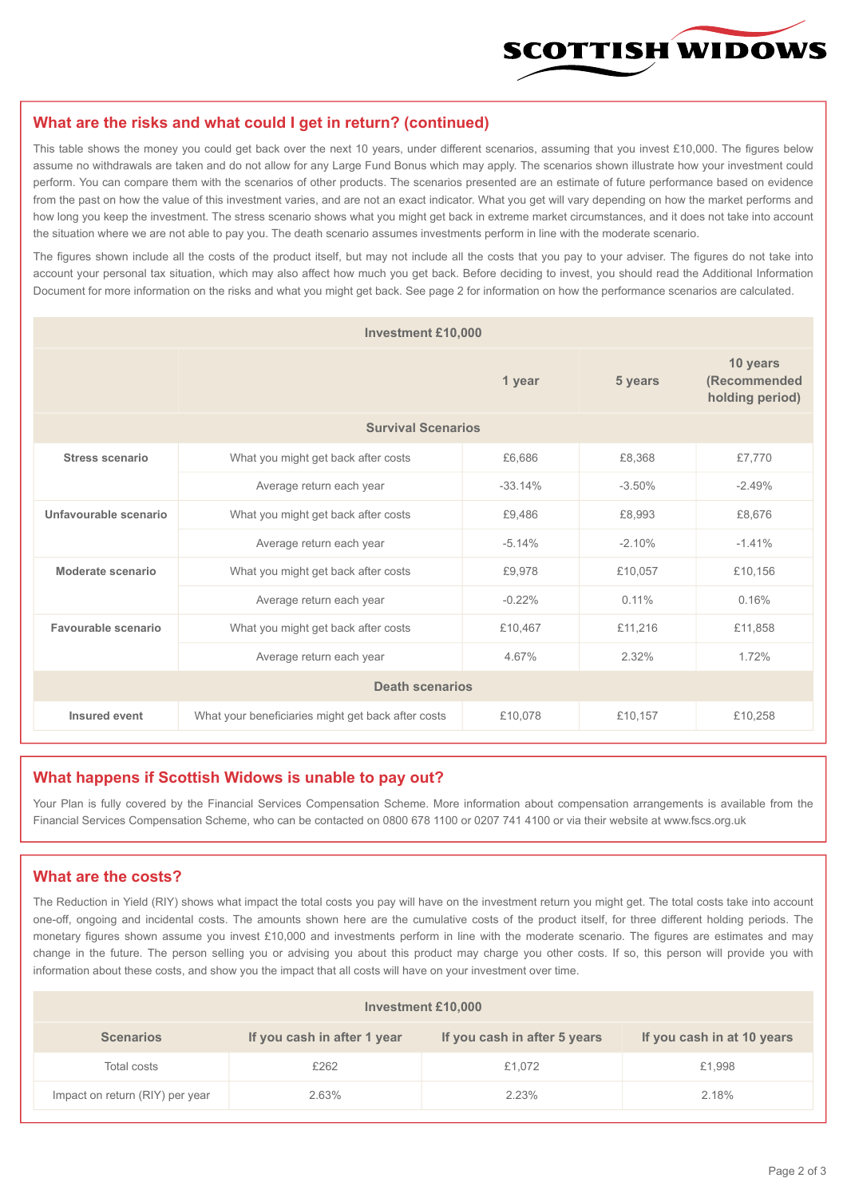## What are the risks and what could I get in return? (continued)

This table shows the money you could get back over the next 10 years, under different scenarios, assuming that you invest £10,000. The figures below assume no withdrawals are taken and do not allow for any Large Fund Bonus which may apply. The scenarios shown illustrate how your investment could perform. You can compare them with the scenarios of other products. The scenarios presented are an estimate of future performance based on evidence from the past on how the value of this investment varies, and are not an exact indicator. What you get will vary depending on how the market performs and how long you keep the investment. The stress scenario shows what you might get back in extreme market circumstances, and it does not take into account the situation where we are not able to pay you. The death scenario assumes investments perform in line with the moderate scenario.

The figures shown include all the costs of the product itself, but may not include all the costs that you pay to your adviser. The figures do not take into account your personal tax situation, which may also affect how much you get back. Before deciding to invest, you should read the Additional Information Document for more information on the risks and what you might get back. See page 2 for information on how the performance scenarios are calculated.

| Investment £10,000 | | | | |
|---|---|---|---|---|
| | | 1 year | 5 years | 10 years (Recommended holding period) |
| **Survival Scenarios** | | | | |
| **Stress scenario** | What you might get back after costs | £6,686 | £8,368 | £7,770 |
| | Average return each year | -33.14% | -3.50% | -2.49% |
| **Unfavourable scenario** | What you might get back after costs | £9,486 | £8,993 | £8,676 |
| | Average return each year | -5.14% | -2.10% | -1.41% |
| **Moderate scenario** | What you might get back after costs | £9,978 | £10,057 | £10,156 |
| | Average return each year | -0.22% | 0.11% | 0.16% |
| **Favourable scenario** | What you might get back after costs | £10,467 | £11,216 | £11,858 |
| | Average return each year | 4.67% | 2.32% | 1.72% |
| **Death scenarios** | | | | |
| **Insured event** | What your beneficiaries might get back after costs | £10,078 | £10,157 | £10,258 |

## What happens if Scottish Widows is unable to pay out?

Your Plan is fully covered by the Financial Services Compensation Scheme. More information about compensation arrangements is available from the Financial Services Compensation Scheme, who can be contacted on 0800 678 1100 or 0207 741 4100 or via their website at www.fscs.org.uk

## What are the costs?

The Reduction in Yield (RIY) shows what impact the total costs you pay will have on the investment return you might get. The total costs take into account one-off, ongoing and incidental costs. The amounts shown here are the cumulative costs of the product itself, for three different holding periods. The monetary figures shown assume you invest £10,000 and investments perform in line with the moderate scenario. The figures are estimates and may change in the future. The person selling you or advising you about this product may charge you other costs. If so, this person will provide you with information about these costs, and show you the impact that all costs will have on your investment over time.

| Investment £10,000 | | | |
|---|---|---|---|
| **Scenarios** | **If you cash in after 1 year** | **If you cash in after 5 years** | **If you cash in at 10 years** |
| Total costs | £262 | £1,072 | £1,998 |
| Impact on return (RIY) per year | 2.63% | 2.23% | 2.18% |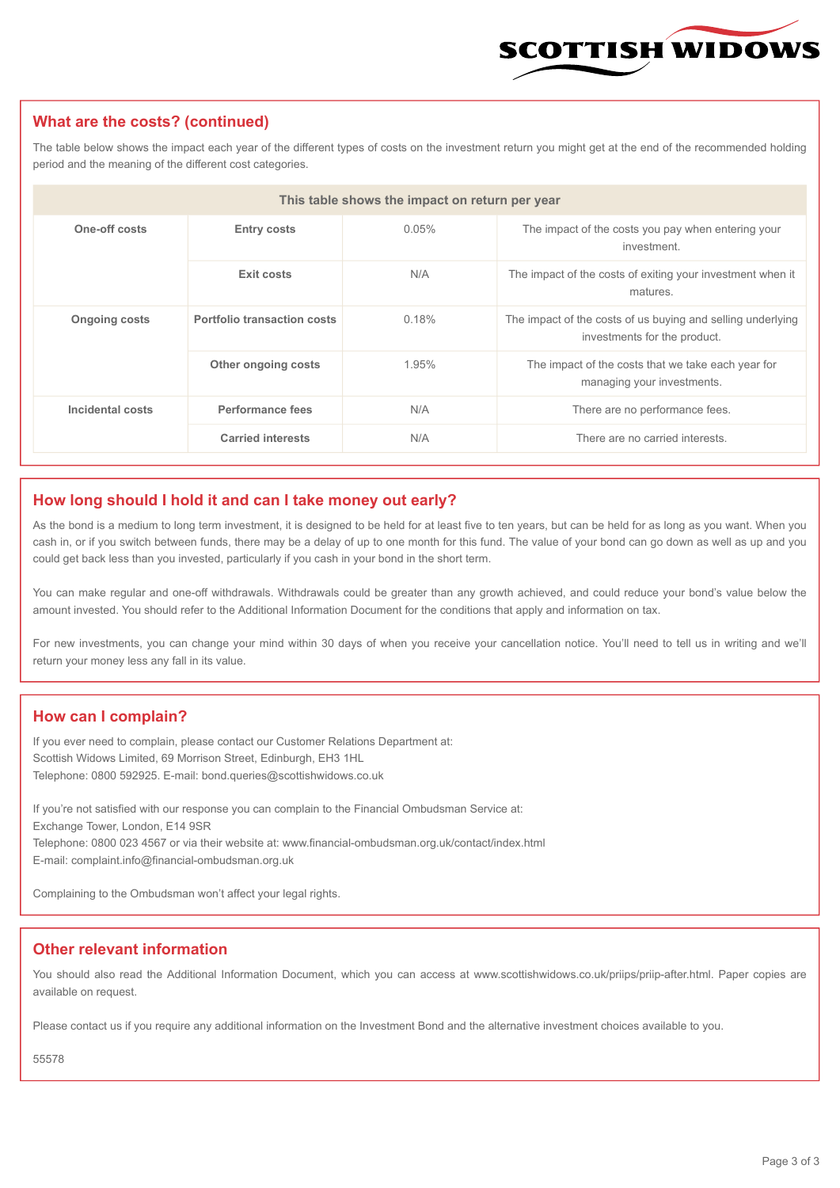## What are the costs? (continued)

The table below shows the impact each year of the different types of costs on the investment return you might get at the end of the recommended holding period and the meaning of the different cost categories.

| This table shows the impact on return per year | | | |
|---|---|---|---|
| **One-off costs** | **Entry costs** | 0.05% | The impact of the costs you pay when entering your investment. |
| | **Exit costs** | N/A | The impact of the costs of exiting your investment when it matures. |
| **Ongoing costs** | **Portfolio transaction costs** | 0.18% | The impact of the costs of us buying and selling underlying investments for the product. |
| | **Other ongoing costs** | 1.95% | The impact of the costs that we take each year for managing your investments. |
| **Incidental costs** | **Performance fees** | N/A | There are no performance fees. |
| | **Carried interests** | N/A | There are no carried interests. |

## How long should I hold it and can I take money out early?

As the bond is a medium to long term investment, it is designed to be held for at least five to ten years, but can be held for as long as you want. When you cash in, or if you switch between funds, there may be a delay of up to one month for this fund. The value of your bond can go down as well as up and you could get back less than you invested, particularly if you cash in your bond in the short term.

You can make regular and one-off withdrawals. Withdrawals could be greater than any growth achieved, and could reduce your bond's value below the amount invested. You should refer to the Additional Information Document for the conditions that apply and information on tax.

For new investments, you can change your mind within 30 days of when you receive your cancellation notice. You'll need to tell us in writing and we'll return your money less any fall in its value.

## How can I complain?

If you ever need to complain, please contact our Customer Relations Department at:
Scottish Widows Limited, 69 Morrison Street, Edinburgh, EH3 1HL
Telephone: 0800 592925. E-mail: bond.queries@scottishwidows.co.uk

If you're not satisfied with our response you can complain to the Financial Ombudsman Service at:
Exchange Tower, London, E14 9SR
Telephone: 0800 023 4567 or via their website at: www.financial-ombudsman.org.uk/contact/index.html
E-mail: complaint.info@financial-ombudsman.org.uk

Complaining to the Ombudsman won't affect your legal rights.

## Other relevant information

You should also read the Additional Information Document, which you can access at www.scottishwidows.co.uk/priips/priip-after.html. Paper copies are available on request.

Please contact us if you require any additional information on the Investment Bond and the alternative investment choices available to you.

55578